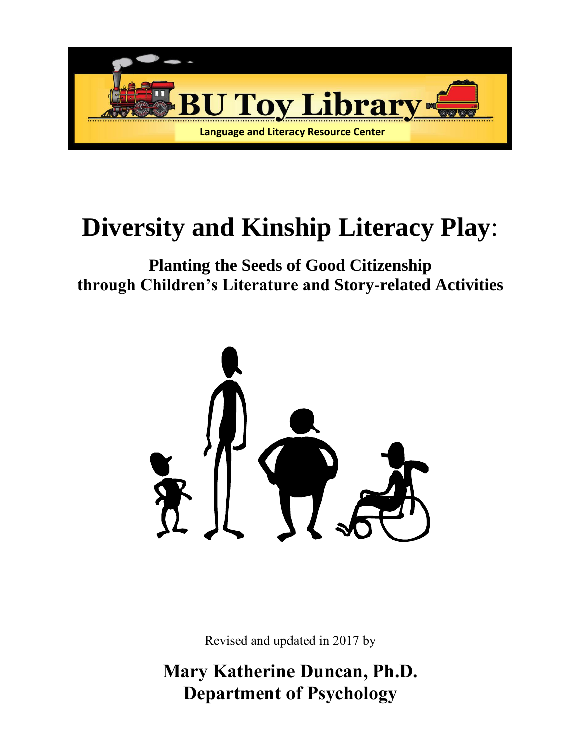BU Toy Library

Language and Literacy Resource Center

# Diversity and Kinship Literacy Play:

## Planting the Seeds of Good Citizenship through Children's Literature and Story-related Activities

Revised and updated in 2017 by

**Mary Katherine Duncan, Ph.D.**
**Department of Psychology**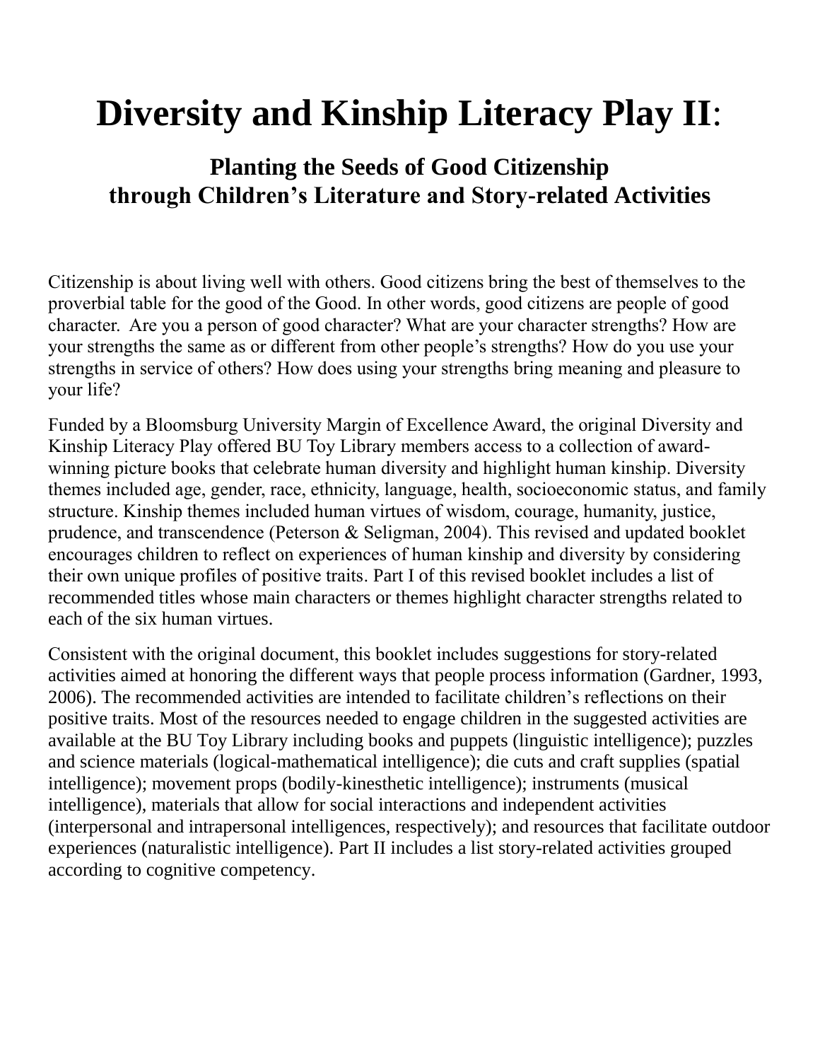# Diversity and Kinship Literacy Play II:

## Planting the Seeds of Good Citizenship through Children's Literature and Story-related Activities

Citizenship is about living well with others. Good citizens bring the best of themselves to the proverbial table for the good of the Good. In other words, good citizens are people of good character. Are you a person of good character? What are your character strengths? How are your strengths the same as or different from other people's strengths? How do you use your strengths in service of others? How does using your strengths bring meaning and pleasure to your life?

Funded by a Bloomsburg University Margin of Excellence Award, the original Diversity and Kinship Literacy Play offered BU Toy Library members access to a collection of award-winning picture books that celebrate human diversity and highlight human kinship. Diversity themes included age, gender, race, ethnicity, language, health, socioeconomic status, and family structure. Kinship themes included human virtues of wisdom, courage, humanity, justice, prudence, and transcendence (Peterson & Seligman, 2004). This revised and updated booklet encourages children to reflect on experiences of human kinship and diversity by considering their own unique profiles of positive traits. Part I of this revised booklet includes a list of recommended titles whose main characters or themes highlight character strengths related to each of the six human virtues.

Consistent with the original document, this booklet includes suggestions for story-related activities aimed at honoring the different ways that people process information (Gardner, 1993, 2006). The recommended activities are intended to facilitate children's reflections on their positive traits. Most of the resources needed to engage children in the suggested activities are available at the BU Toy Library including books and puppets (linguistic intelligence); puzzles and science materials (logical-mathematical intelligence); die cuts and craft supplies (spatial intelligence); movement props (bodily-kinesthetic intelligence); instruments (musical intelligence), materials that allow for social interactions and independent activities (interpersonal and intrapersonal intelligences, respectively); and resources that facilitate outdoor experiences (naturalistic intelligence). Part II includes a list story-related activities grouped according to cognitive competency.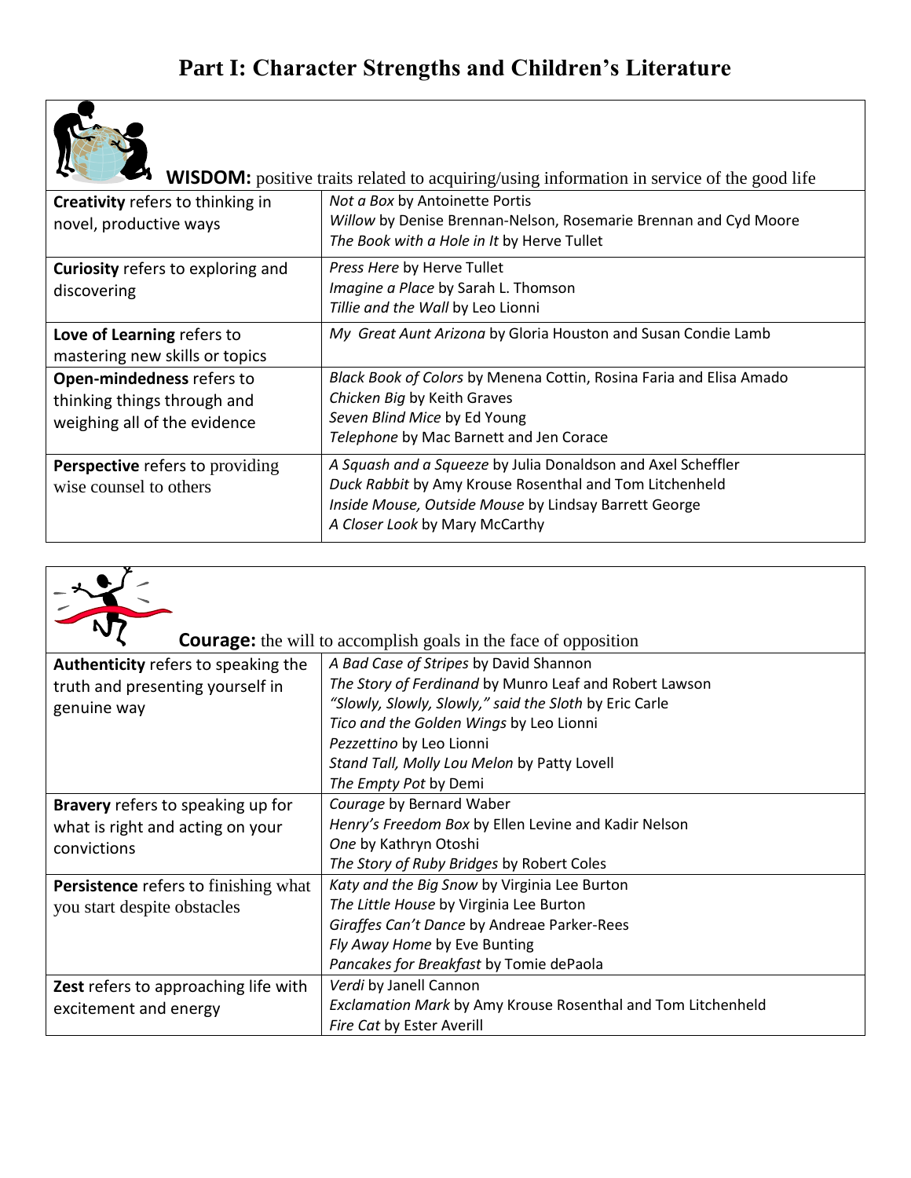# Part I: Character Strengths and Children's Literature

| **WISDOM:** positive traits related to acquiring/using information in service of the good life | |
|---|---|
| **Creativity** refers to thinking in novel, productive ways | *Not a Box* by Antoinette Portis<br>*Willow* by Denise Brennan-Nelson, Rosemarie Brennan and Cyd Moore<br>*The Book with a Hole in It* by Herve Tullet |
| **Curiosity** refers to exploring and discovering | *Press Here* by Herve Tullet<br>*Imagine a Place* by Sarah L. Thomson<br>*Tillie and the Wall* by Leo Lionni |
| **Love of Learning** refers to mastering new skills or topics | *My Great Aunt Arizona* by Gloria Houston and Susan Condie Lamb |
| **Open-mindedness** refers to thinking things through and weighing all of the evidence | *Black Book of Colors* by Menena Cottin, Rosina Faria and Elisa Amado<br>*Chicken Big* by Keith Graves<br>*Seven Blind Mice* by Ed Young<br>*Telephone* by Mac Barnett and Jen Corace |
| **Perspective** refers to providing wise counsel to others | *A Squash and a Squeeze* by Julia Donaldson and Axel Scheffler<br>*Duck Rabbit* by Amy Krouse Rosenthal and Tom Litchenheld<br>*Inside Mouse, Outside Mouse* by Lindsay Barrett George<br>*A Closer Look* by Mary McCarthy |

| **Courage:** the will to accomplish goals in the face of opposition | |
|---|---|
| **Authenticity** refers to speaking the truth and presenting yourself in genuine way | *A Bad Case of Stripes* by David Shannon<br>*The Story of Ferdinand* by Munro Leaf and Robert Lawson<br>*"Slowly, Slowly, Slowly," said the Sloth* by Eric Carle<br>*Tico and the Golden Wings* by Leo Lionni<br>*Pezzettino* by Leo Lionni<br>*Stand Tall, Molly Lou Melon* by Patty Lovell<br>*The Empty Pot* by Demi |
| **Bravery** refers to speaking up for what is right and acting on your convictions | *Courage* by Bernard Waber<br>*Henry's Freedom Box* by Ellen Levine and Kadir Nelson<br>*One* by Kathryn Otoshi<br>*The Story of Ruby Bridges* by Robert Coles |
| **Persistence** refers to finishing what you start despite obstacles | *Katy and the Big Snow* by Virginia Lee Burton<br>*The Little House* by Virginia Lee Burton<br>*Giraffes Can't Dance* by Andreae Parker-Rees<br>*Fly Away Home* by Eve Bunting<br>*Pancakes for Breakfast* by Tomie dePaola |
| **Zest** refers to approaching life with excitement and energy | *Verdi* by Janell Cannon<br>*Exclamation Mark* by Amy Krouse Rosenthal and Tom Litchenheld<br>*Fire Cat* by Ester Averill |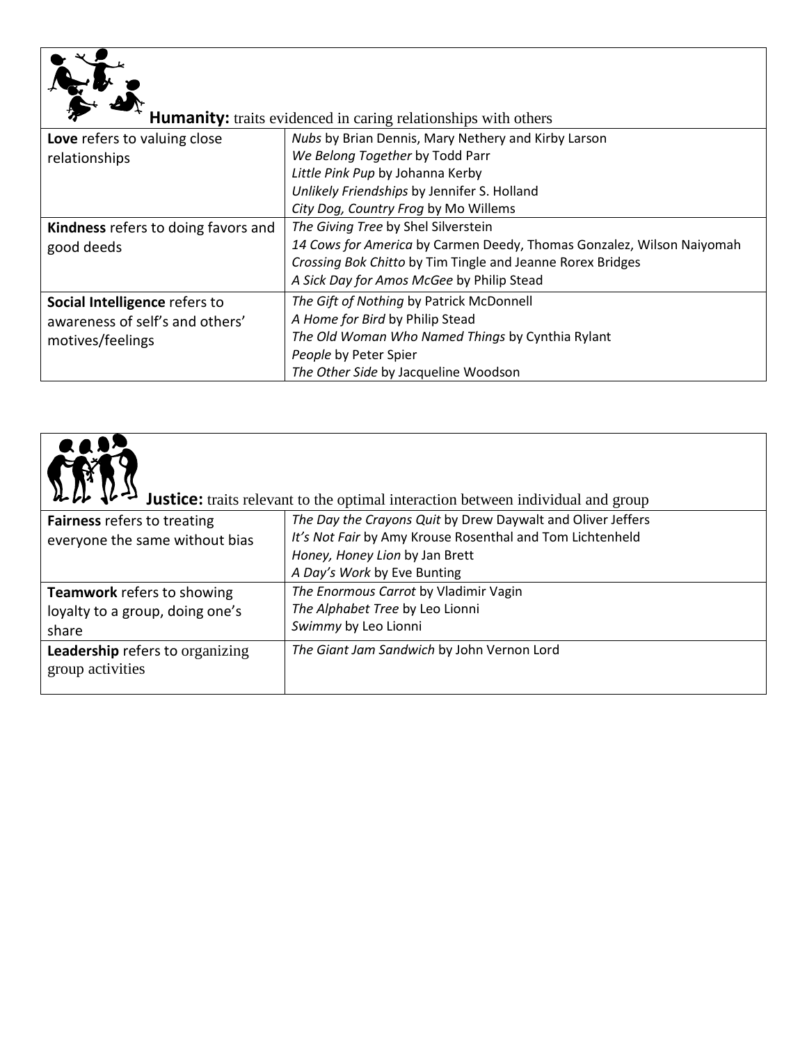| **Humanity:** traits evidenced in caring relationships with others | |
|---|---|
| **Love** refers to valuing close relationships | *Nubs* by Brian Dennis, Mary Nethery and Kirby Larson<br>*We Belong Together* by Todd Parr<br>*Little Pink Pup* by Johanna Kerby<br>*Unlikely Friendships* by Jennifer S. Holland<br>*City Dog, Country Frog* by Mo Willems |
| **Kindness** refers to doing favors and good deeds | *The Giving Tree* by Shel Silverstein<br>*14 Cows for America* by Carmen Deedy, Thomas Gonzalez, Wilson Naiyomah<br>*Crossing Bok Chitto* by Tim Tingle and Jeanne Rorex Bridges<br>*A Sick Day for Amos McGee* by Philip Stead |
| **Social Intelligence** refers to awareness of self's and others' motives/feelings | *The Gift of Nothing* by Patrick McDonnell<br>*A Home for Bird* by Philip Stead<br>*The Old Woman Who Named Things* by Cynthia Rylant<br>*People* by Peter Spier<br>*The Other Side* by Jacqueline Woodson |

| **Justice:** traits relevant to the optimal interaction between individual and group | |
|---|---|
| **Fairness** refers to treating everyone the same without bias | *The Day the Crayons Quit* by Drew Daywalt and Oliver Jeffers<br>*It's Not Fair* by Amy Krouse Rosenthal and Tom Lichtenheld<br>*Honey, Honey Lion* by Jan Brett<br>*A Day's Work* by Eve Bunting |
| **Teamwork** refers to showing loyalty to a group, doing one's share | *The Enormous Carrot* by Vladimir Vagin<br>*The Alphabet Tree* by Leo Lionni<br>*Swimmy* by Leo Lionni |
| **Leadership** refers to organizing group activities | *The Giant Jam Sandwich* by John Vernon Lord |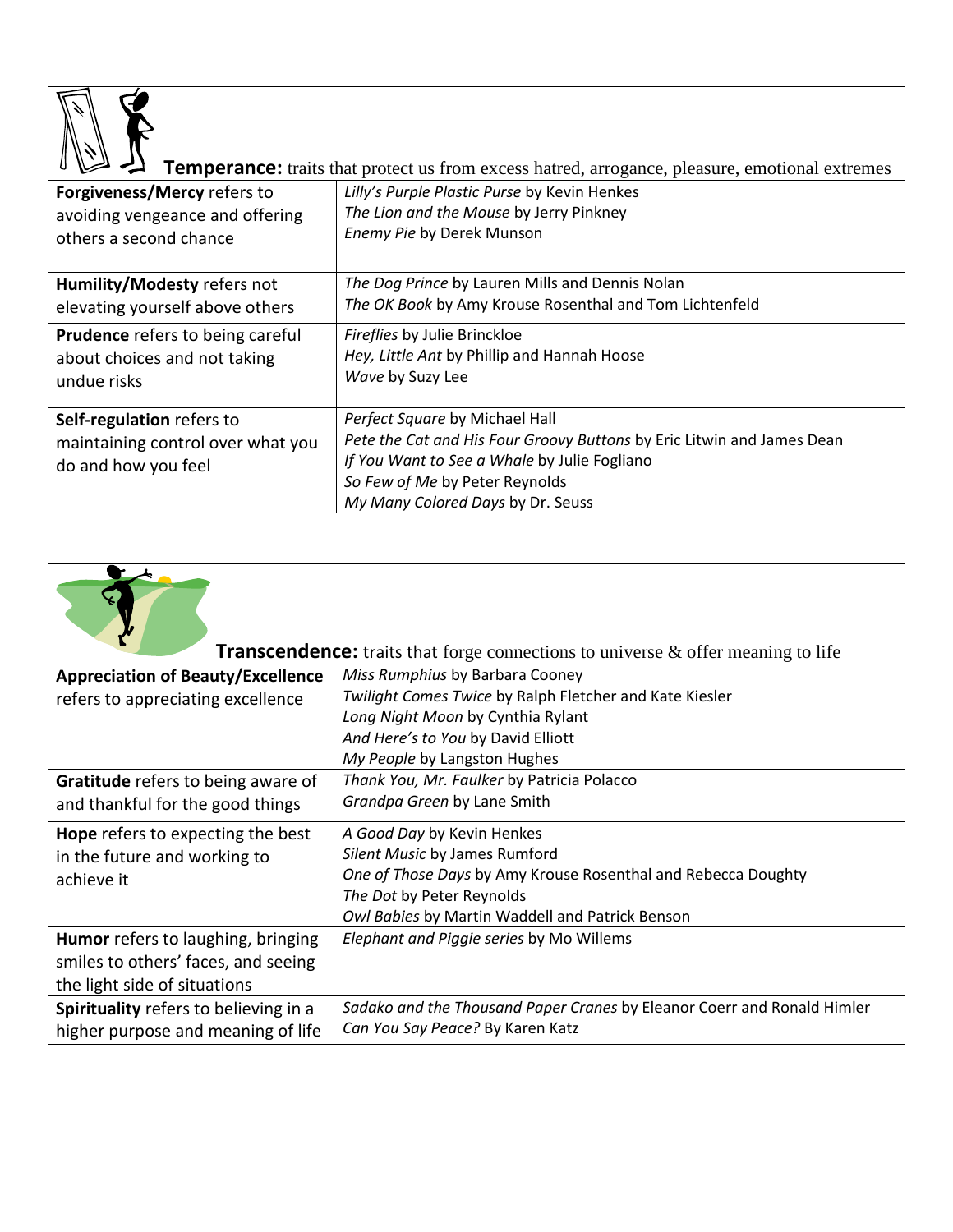| **Temperance:** traits that protect us from excess hatred, arrogance, pleasure, emotional extremes | |
|---|---|
| **Forgiveness/Mercy** refers to avoiding vengeance and offering others a second chance | *Lilly's Purple Plastic Purse* by Kevin Henkes<br>*The Lion and the Mouse* by Jerry Pinkney<br>*Enemy Pie* by Derek Munson |
| **Humility/Modesty** refers not elevating yourself above others | *The Dog Prince* by Lauren Mills and Dennis Nolan<br>*The OK Book* by Amy Krouse Rosenthal and Tom Lichtenfeld |
| **Prudence** refers to being careful about choices and not taking undue risks | *Fireflies* by Julie Brinckloe<br>*Hey, Little Ant* by Phillip and Hannah Hoose<br>*Wave* by Suzy Lee |
| **Self-regulation** refers to maintaining control over what you do and how you feel | *Perfect Square* by Michael Hall<br>*Pete the Cat and His Four Groovy Buttons* by Eric Litwin and James Dean<br>*If You Want to See a Whale* by Julie Fogliano<br>*So Few of Me* by Peter Reynolds<br>*My Many Colored Days* by Dr. Seuss |

| **Transcendence:** traits that forge connections to universe & offer meaning to life | |
|---|---|
| **Appreciation of Beauty/Excellence** refers to appreciating excellence | *Miss Rumphius* by Barbara Cooney<br>*Twilight Comes Twice* by Ralph Fletcher and Kate Kiesler<br>*Long Night Moon* by Cynthia Rylant<br>*And Here's to You* by David Elliott<br>*My People* by Langston Hughes |
| **Gratitude** refers to being aware of and thankful for the good things | *Thank You, Mr. Faulker* by Patricia Polacco<br>*Grandpa Green* by Lane Smith |
| **Hope** refers to expecting the best in the future and working to achieve it | *A Good Day* by Kevin Henkes<br>*Silent Music* by James Rumford<br>*One of Those Days* by Amy Krouse Rosenthal and Rebecca Doughty<br>*The Dot* by Peter Reynolds<br>*Owl Babies* by Martin Waddell and Patrick Benson |
| **Humor** refers to laughing, bringing smiles to others' faces, and seeing the light side of situations | *Elephant and Piggie series* by Mo Willems |
| **Spirituality** refers to believing in a higher purpose and meaning of life | *Sadako and the Thousand Paper Cranes* by Eleanor Coerr and Ronald Himler<br>*Can You Say Peace?* By Karen Katz |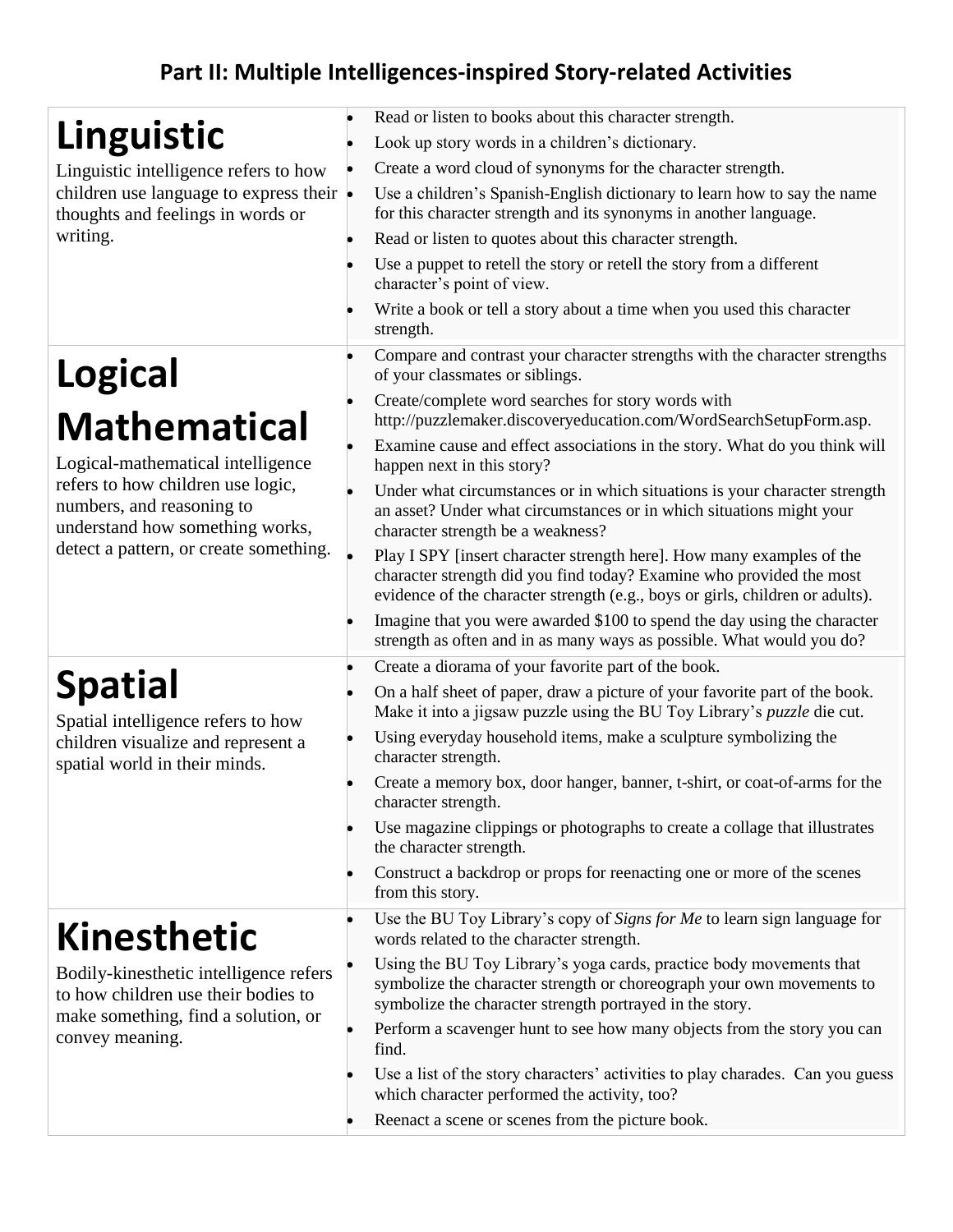## Part II: Multiple Intelligences-inspired Story-related Activities

| Intelligence | Activities |
| --- | --- |
| **Linguistic**<br>Linguistic intelligence refers to how children use language to express their thoughts and feelings in words or writing. | • Read or listen to books about this character strength.<br>• Look up story words in a children's dictionary.<br>• Create a word cloud of synonyms for the character strength.<br>• Use a children's Spanish-English dictionary to learn how to say the name for this character strength and its synonyms in another language.<br>• Read or listen to quotes about this character strength.<br>• Use a puppet to retell the story or retell the story from a different character's point of view.<br>• Write a book or tell a story about a time when you used this character strength. |
| **Logical Mathematical**<br>Logical-mathematical intelligence refers to how children use logic, numbers, and reasoning to understand how something works, detect a pattern, or create something. | • Compare and contrast your character strengths with the character strengths of your classmates or siblings.<br>• Create/complete word searches for story words with http://puzzlemaker.discoveryeducation.com/WordSearchSetupForm.asp.<br>• Examine cause and effect associations in the story. What do you think will happen next in this story?<br>• Under what circumstances or in which situations is your character strength an asset? Under what circumstances or in which situations might your character strength be a weakness?<br>• Play I SPY [insert character strength here]. How many examples of the character strength did you find today? Examine who provided the most evidence of the character strength (e.g., boys or girls, children or adults).<br>• Imagine that you were awarded $100 to spend the day using the character strength as often and in as many ways as possible. What would you do? |
| **Spatial**<br>Spatial intelligence refers to how children visualize and represent a spatial world in their minds. | • Create a diorama of your favorite part of the book.<br>• On a half sheet of paper, draw a picture of your favorite part of the book. Make it into a jigsaw puzzle using the BU Toy Library's *puzzle* die cut.<br>• Using everyday household items, make a sculpture symbolizing the character strength.<br>• Create a memory box, door hanger, banner, t-shirt, or coat-of-arms for the character strength.<br>• Use magazine clippings or photographs to create a collage that illustrates the character strength.<br>• Construct a backdrop or props for reenacting one or more of the scenes from this story. |
| **Kinesthetic**<br>Bodily-kinesthetic intelligence refers to how children use their bodies to make something, find a solution, or convey meaning. | • Use the BU Toy Library's copy of *Signs for Me* to learn sign language for words related to the character strength.<br>• Using the BU Toy Library's yoga cards, practice body movements that symbolize the character strength or choreograph your own movements to symbolize the character strength portrayed in the story.<br>• Perform a scavenger hunt to see how many objects from the story you can find.<br>• Use a list of the story characters' activities to play charades. Can you guess which character performed the activity, too?<br>• Reenact a scene or scenes from the picture book. |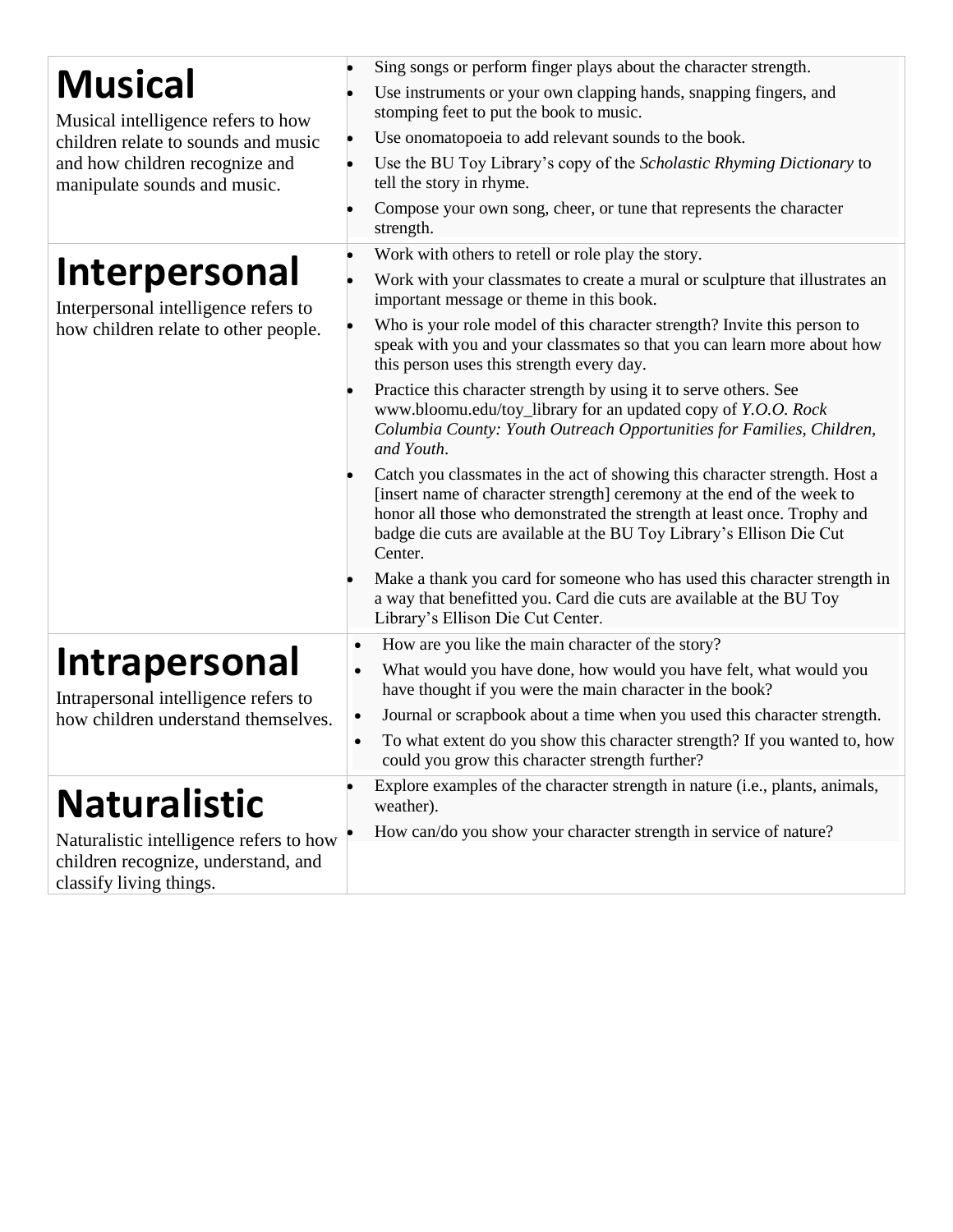| | |
|---|---|
| **Musical**<br>Musical intelligence refers to how children relate to sounds and music and how children recognize and manipulate sounds and music. | • Sing songs or perform finger plays about the character strength.<br>• Use instruments or your own clapping hands, snapping fingers, and stomping feet to put the book to music.<br>• Use onomatopoeia to add relevant sounds to the book.<br>• Use the BU Toy Library's copy of the *Scholastic Rhyming Dictionary* to tell the story in rhyme.<br>• Compose your own song, cheer, or tune that represents the character strength. |
| **Interpersonal**<br>Interpersonal intelligence refers to how children relate to other people. | • Work with others to retell or role play the story.<br>• Work with your classmates to create a mural or sculpture that illustrates an important message or theme in this book.<br>• Who is your role model of this character strength? Invite this person to speak with you and your classmates so that you can learn more about how this person uses this strength every day.<br>• Practice this character strength by using it to serve others. See www.bloomu.edu/toy_library for an updated copy of *Y.O.O. Rock Columbia County: Youth Outreach Opportunities for Families, Children, and Youth*.<br>• Catch you classmates in the act of showing this character strength. Host a [insert name of character strength] ceremony at the end of the week to honor all those who demonstrated the strength at least once. Trophy and badge die cuts are available at the BU Toy Library's Ellison Die Cut Center.<br>• Make a thank you card for someone who has used this character strength in a way that benefitted you. Card die cuts are available at the BU Toy Library's Ellison Die Cut Center. |
| **Intrapersonal**<br>Intrapersonal intelligence refers to how children understand themselves. | • How are you like the main character of the story?<br>• What would you have done, how would you have felt, what would you have thought if you were the main character in the book?<br>• Journal or scrapbook about a time when you used this character strength.<br>• To what extent do you show this character strength? If you wanted to, how could you grow this character strength further? |
| **Naturalistic**<br>Naturalistic intelligence refers to how children recognize, understand, and classify living things. | • Explore examples of the character strength in nature (i.e., plants, animals, weather).<br>• How can/do you show your character strength in service of nature? |